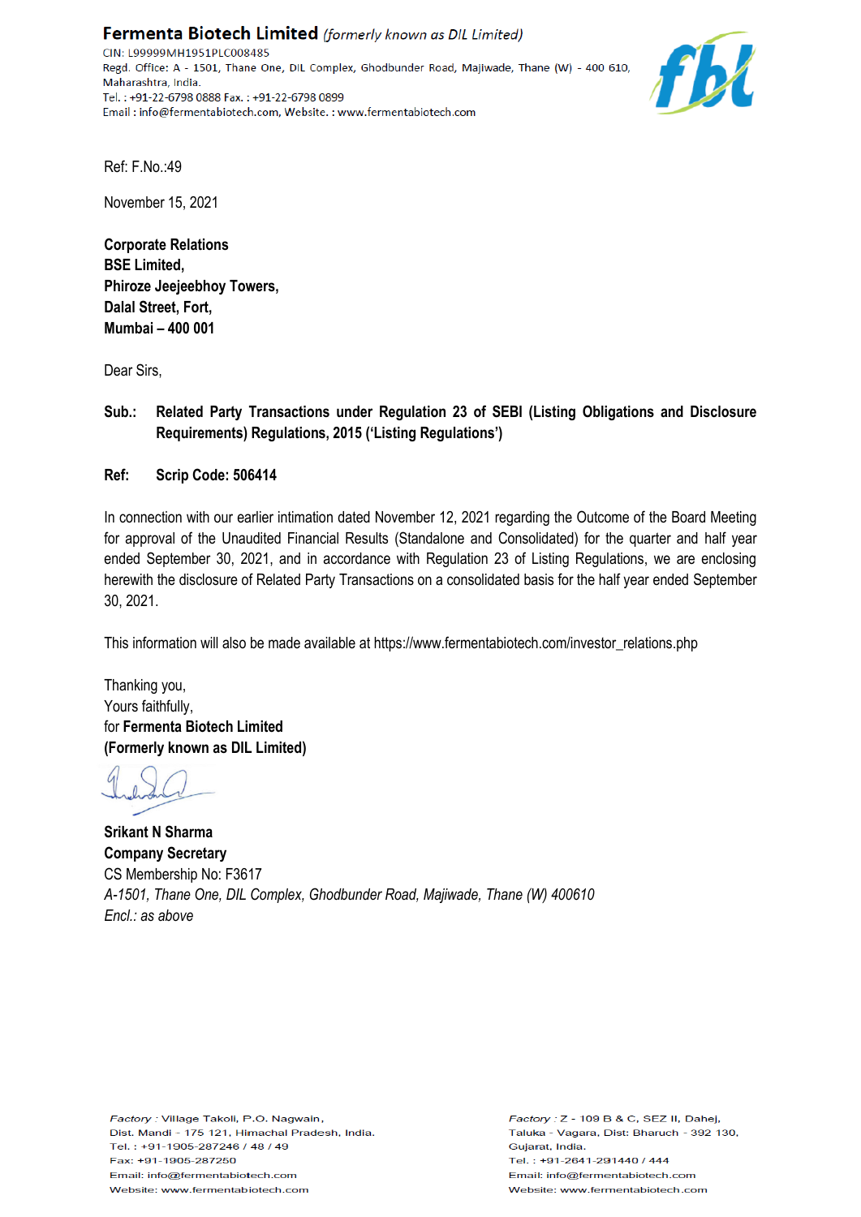**Fermenta Biotech Limited** *(formerly known as DIL Limited)*
CIN: L99999MH1951PLC008485
Regd. Office: A - 1501, Thane One, DIL Complex, Ghodbunder Road, Majiwade, Thane (W) - 400 610, Maharashtra, India.
Tel. : +91-22-6798 0888 Fax. : +91-22-6798 0899
Email : info@fermentabiotech.com, Website. : www.fermentabiotech.com

Ref: F.No.:49

November 15, 2021

**Corporate Relations**
**BSE Limited,**
**Phiroze Jeejeebhoy Towers,**
**Dalal Street, Fort,**
**Mumbai – 400 001**

Dear Sirs,

**Sub.: Related Party Transactions under Regulation 23 of SEBI (Listing Obligations and Disclosure Requirements) Regulations, 2015 ('Listing Regulations')**

**Ref: Scrip Code: 506414**

In connection with our earlier intimation dated November 12, 2021 regarding the Outcome of the Board Meeting for approval of the Unaudited Financial Results (Standalone and Consolidated) for the quarter and half year ended September 30, 2021, and in accordance with Regulation 23 of Listing Regulations, we are enclosing herewith the disclosure of Related Party Transactions on a consolidated basis for the half year ended September 30, 2021.

This information will also be made available at https://www.fermentabiotech.com/investor_relations.php

Thanking you,
Yours faithfully,
for **Fermenta Biotech Limited**
**(Formerly known as DIL Limited)**

**Srikant N Sharma**
**Company Secretary**
CS Membership No: F3617
*A-1501, Thane One, DIL Complex, Ghodbunder Road, Majiwade, Thane (W) 400610*
*Encl.: as above*

*Factory* : Village Takoli, P.O. Nagwain,
Dist. Mandi - 175 121, Himachal Pradesh, India.
Tel. : +91-1905-287246 / 48 / 49
Fax: +91-1905-287250
Email: info@fermentabiotech.com
Website: www.fermentabiotech.com

*Factory* : Z - 109 B & C, SEZ II, Dahej,
Taluka - Vagara, Dist: Bharuch - 392 130,
Gujarat, India.
Tel. : +91-2641-291440 / 444
Email: info@fermentabiotech.com
Website: www.fermentabiotech.com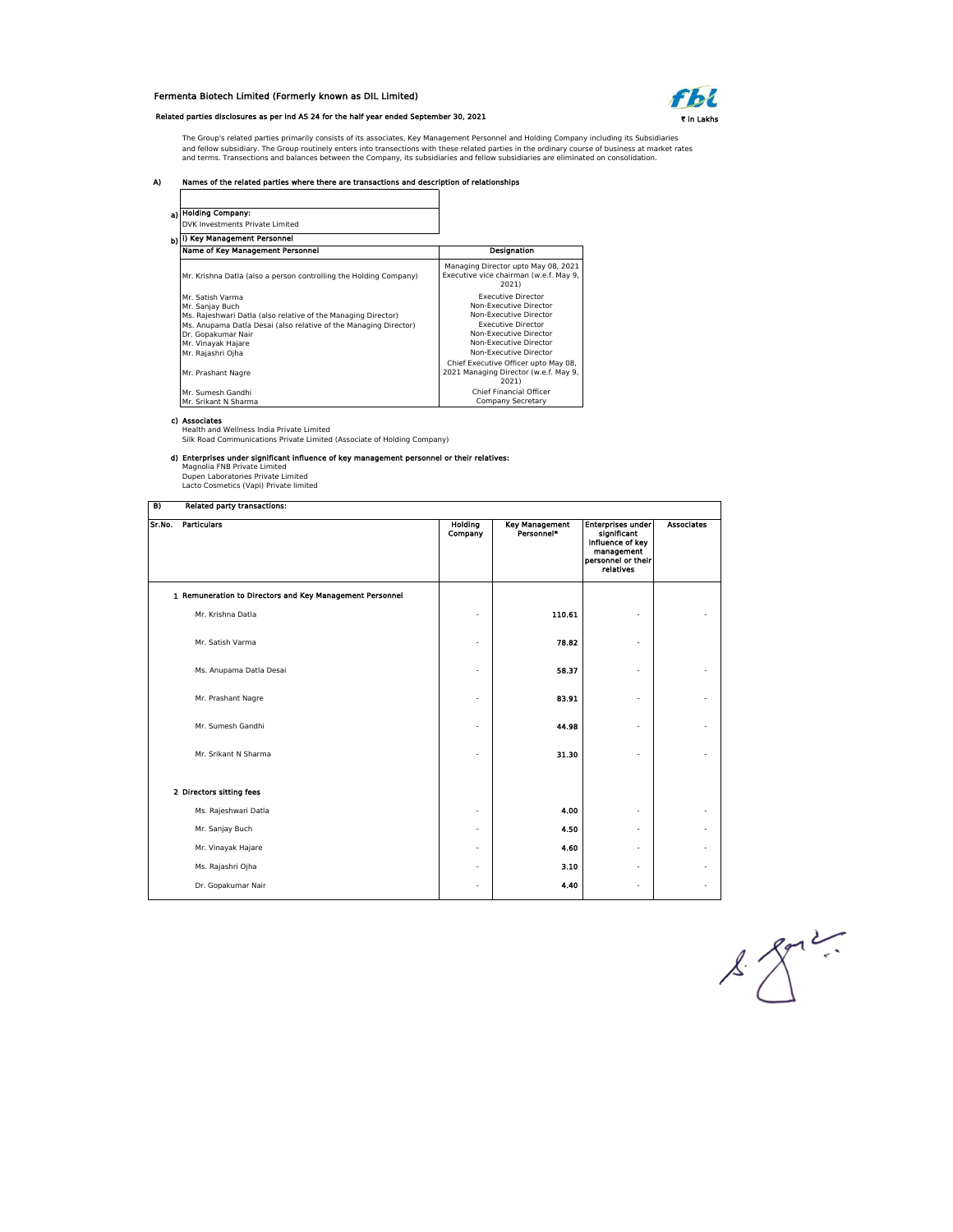Fermenta Biotech Limited (Formerly known as DIL Limited)

₹ in Lakhs

**Related parties disclosures as per Ind AS 24 for the half year ended September 30, 2021**

The Group's related parties primarily consists of its associates, Key Management Personnel and Holding Company including its Subsidiaries and fellow subsidiary. The Group routinely enters into transactions with these related parties in the ordinary course of business at market rates and terms. Transactions and balances between the Company, its subsidiaries and fellow subsidiaries are eliminated on consolidation.

**A) Names of the related parties where there are transactions and description of relationships**

**a) Holding Company:**

DVK Investments Private Limited

**b) i) Key Management Personnel**

| Name of Key Management Personnel | Designation |
|---|---|
| Mr. Krishna Datla (also a person controlling the Holding Company) | Managing Director upto May 08, 2021 Executive vice chairman (w.e.f. May 9, 2021) |
| Mr. Satish Varma | Executive Director |
| Mr. Sanjay Buch | Non-Executive Director |
| Ms. Rajeshwari Datla (also relative of the Managing Director) | Non-Executive Director |
| Ms. Anupama Datla Desai (also relative of the Managing Director) | Executive Director |
| Dr. Gopakumar Nair | Non-Executive Director |
| Mr. Vinayak Hajare | Non-Executive Director |
| Mr. Rajashri Ojha | Non-Executive Director |
| Mr. Prashant Nagre | Chief Executive Officer upto May 08, 2021 Managing Director (w.e.f. May 9, 2021) |
| Mr. Sumesh Gandhi | Chief Financial Officer |
| Mr. Srikant N Sharma | Company Secretary |

**c) Associates**

Health and Wellness India Private Limited

Silk Road Communications Private Limited (Associate of Holding Company)

**d) Enterprises under significant influence of key management personnel or their relatives:**

Magnolia FNB Private Limited

Dupen Laboratories Private Limited

Lacto Cosmetics (Vapi) Private limited

**B) Related party transactions:**

| Sr.No. | Particulars | Holding Company | Key Management Personnel* | Enterprises under significant influence of key management personnel or their relatives | Associates |
|---|---|---|---|---|---|
| 1 | **Remuneration to Directors and Key Management Personnel** | | | | |
| | Mr. Krishna Datla | - | **110.61** | - | - |
| | Mr. Satish Varma | - | **78.82** | - | |
| | Ms. Anupama Datla Desai | - | **58.37** | - | - |
| | Mr. Prashant Nagre | - | **83.91** | - | - |
| | Mr. Sumesh Gandhi | - | **44.98** | - | - |
| | Mr. Srikant N Sharma | - | **31.30** | - | - |
| 2 | **Directors sitting fees** | | | | |
| | Ms. Rajeshwari Datla | - | **4.00** | - | - |
| | Mr. Sanjay Buch | - | **4.50** | - | - |
| | Mr. Vinayak Hajare | - | **4.60** | - | - |
| | Ms. Rajashri Ojha | - | **3.10** | - | - |
| | Dr. Gopakumar Nair | - | **4.40** | - | - |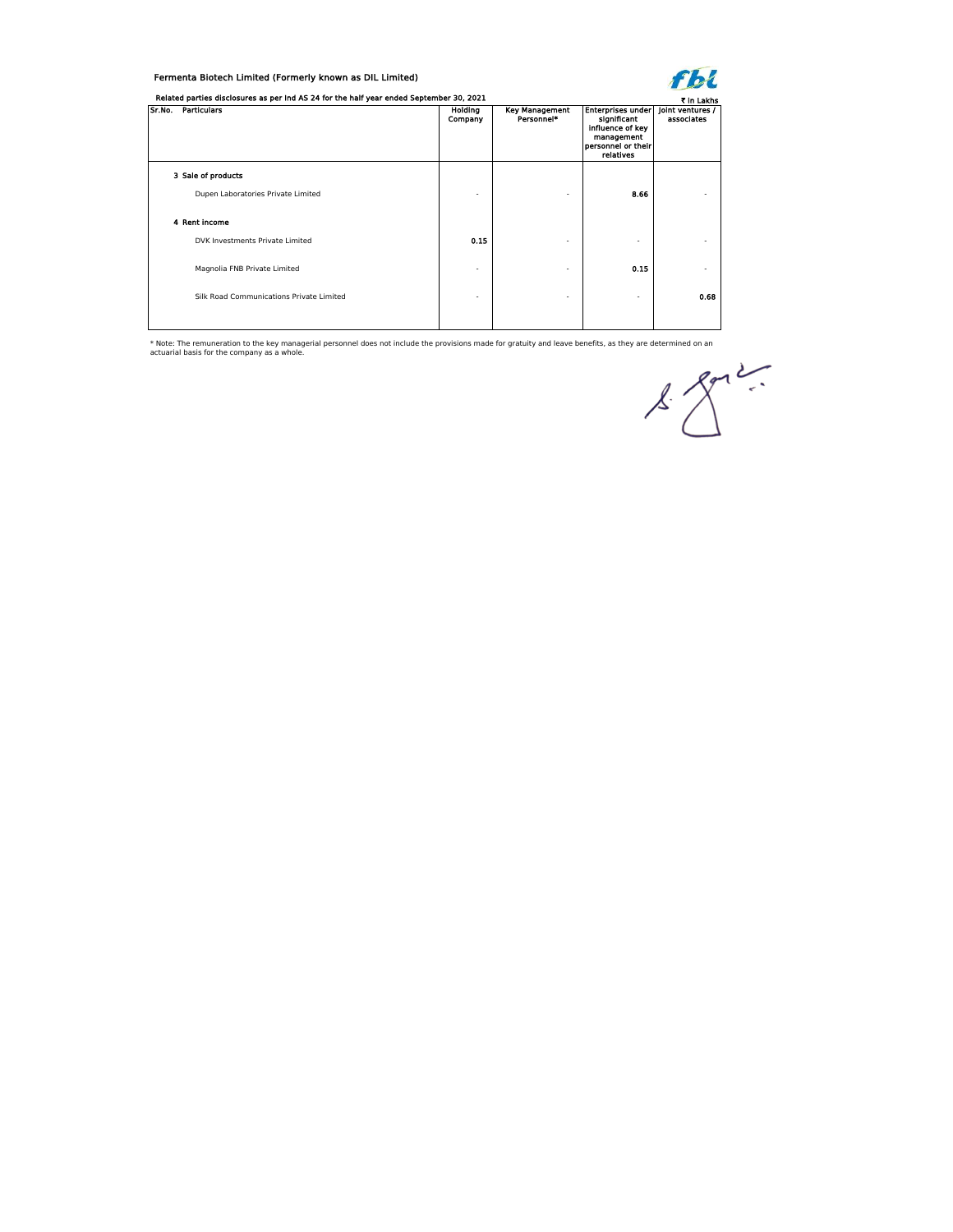Fermenta Biotech Limited (Formerly known as DIL Limited)

Related parties disclosures as per Ind AS 24 for the half year ended September 30, 2021

₹ in Lakhs

| Sr.No. | Particulars | Holding Company | Key Management Personnel* | Enterprises under significant influence of key management personnel or their relatives | Joint ventures / associates |
|---|---|---|---|---|---|
| **3** | **Sale of products** | | | | |
| | Dupen Laboratories Private Limited | - | - | **8.66** | - |
| **4** | **Rent income** | | | | |
| | DVK Investments Private Limited | **0.15** | - | - | - |
| | Magnolia FNB Private Limited | - | - | **0.15** | - |
| | Silk Road Communications Private Limited | - | - | - | **0.68** |

* Note: The remuneration to the key managerial personnel does not include the provisions made for gratuity and leave benefits, as they are determined on an actuarial basis for the company as a whole.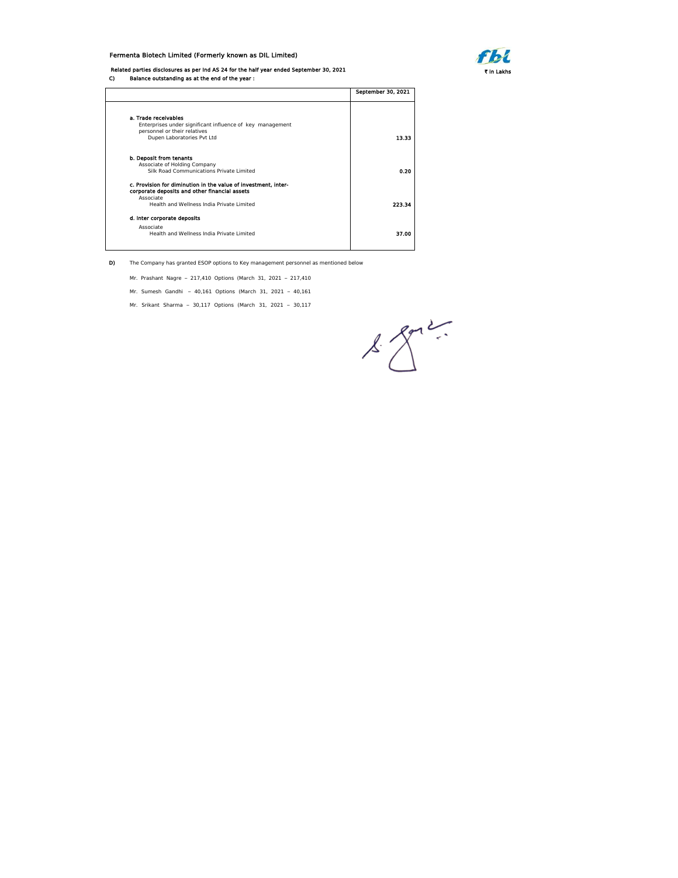Fermenta Biotech Limited (Formerly known as DIL Limited)

₹ in Lakhs

**Related parties disclosures as per Ind AS 24 for the half year ended September 30, 2021**

**C) Balance outstanding as at the end of the year :**

| | September 30, 2021 |
|---|---|
| **a. Trade receivables** | |
| Enterprises under significant influence of key management personnel or their relatives | |
| Dupen Laboratories Pvt Ltd | **13.33** |
| **b. Deposit from tenants** | |
| Associate of Holding Company | |
| Silk Road Communications Private Limited | **0.20** |
| **c. Provision for diminution in the value of investment, inter-corporate deposits and other financial assets** | |
| Associate | |
| Health and Wellness India Private Limited | **223.34** |
| **d. Inter corporate deposits** | |
| Associate | |
| Health and Wellness India Private Limited | **37.00** |

**D)** The Company has granted ESOP options to Key management personnel as mentioned below

Mr. Prashant Nagre – 217,410 Options (March 31, 2021 – 217,410

Mr. Sumesh Gandhi – 40,161 Options (March 31, 2021 – 40,161

Mr. Srikant Sharma – 30,117 Options (March 31, 2021 – 30,117